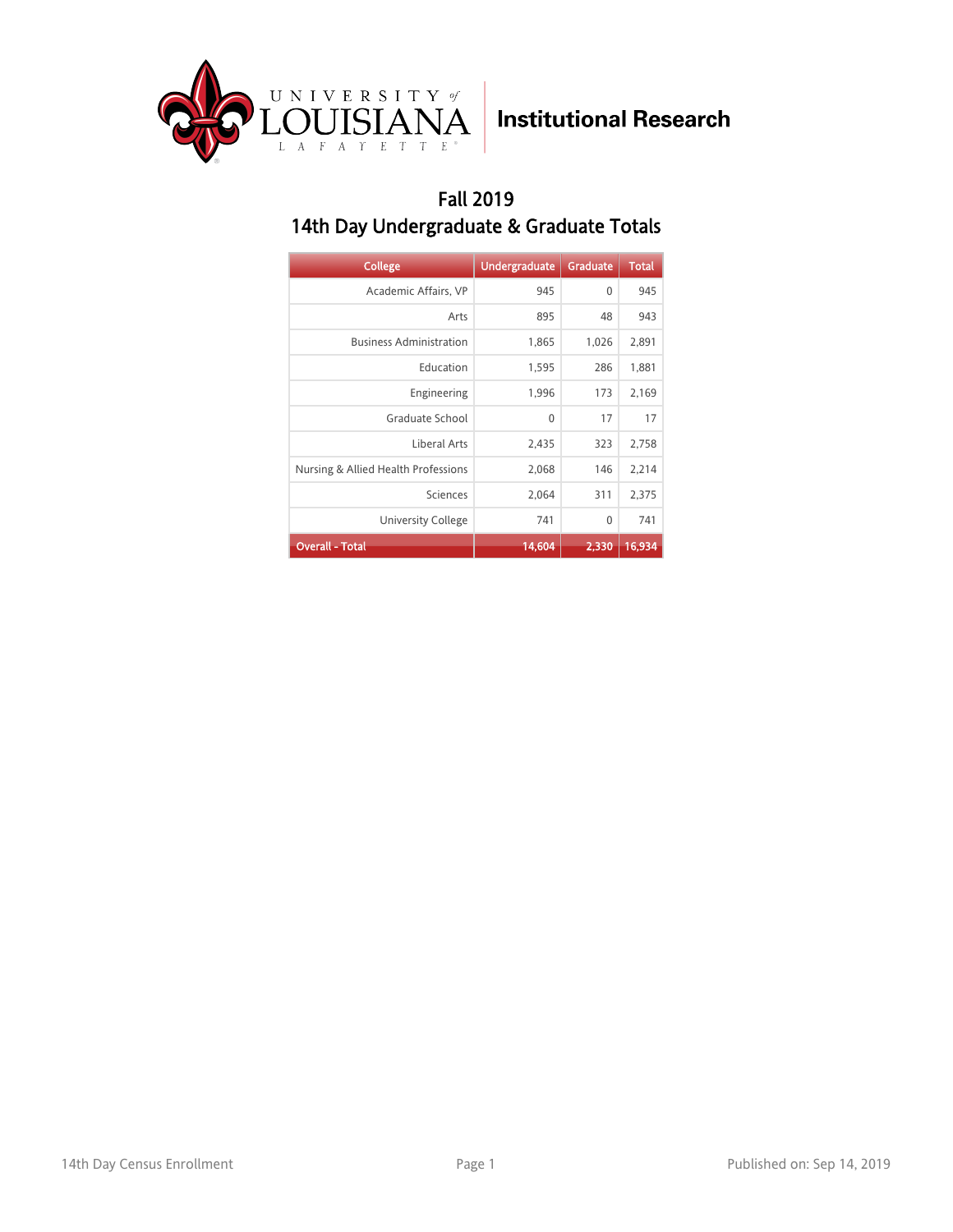University of Louisiana Lafayette — Institutional Research

# Fall 2019
## 14th Day Undergraduate & Graduate Totals

| College | Undergraduate | Graduate | Total |
|---|---|---|---|
| Academic Affairs, VP | 945 | 0 | 945 |
| Arts | 895 | 48 | 943 |
| Business Administration | 1,865 | 1,026 | 2,891 |
| Education | 1,595 | 286 | 1,881 |
| Engineering | 1,996 | 173 | 2,169 |
| Graduate School | 0 | 17 | 17 |
| Liberal Arts | 2,435 | 323 | 2,758 |
| Nursing & Allied Health Professions | 2,068 | 146 | 2,214 |
| Sciences | 2,064 | 311 | 2,375 |
| University College | 741 | 0 | 741 |
| **Overall - Total** | **14,604** | **2,330** | **16,934** |

14th Day Census Enrollment

Published on: Sep 14, 2019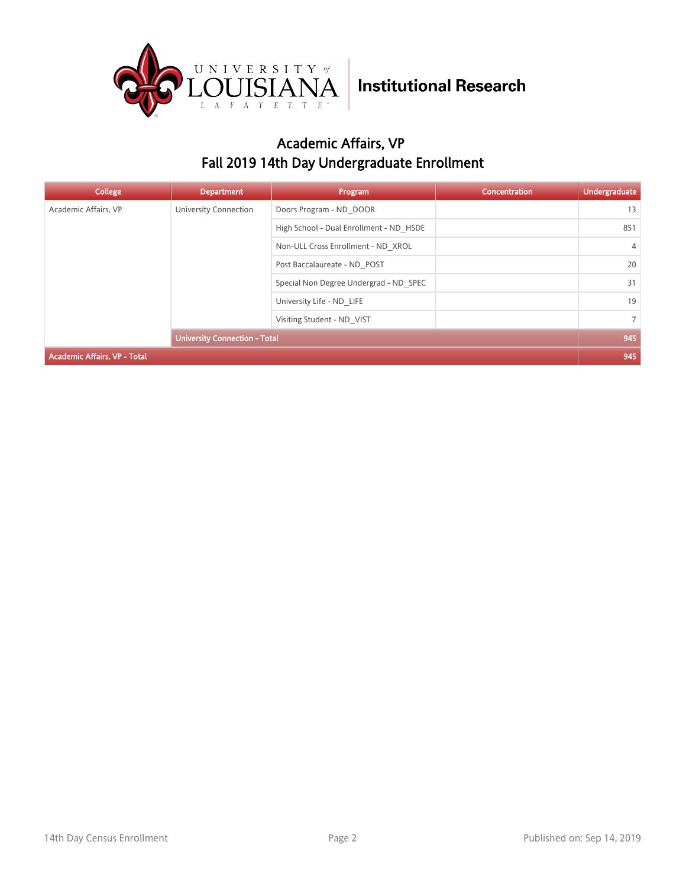University of Louisiana Lafayette — Institutional Research

# Academic Affairs, VP
## Fall 2019 14th Day Undergraduate Enrollment

| College | Department | Program | Concentration | Undergraduate |
|---|---|---|---|---|
| Academic Affairs, VP | University Connection | Doors Program - ND_DOOR | | 13 |
| | | High School - Dual Enrollment - ND_HSDE | | 851 |
| | | Non-ULL Cross Enrollment - ND_XROL | | 4 |
| | | Post Baccalaureate - ND_POST | | 20 |
| | | Special Non Degree Undergrad - ND_SPEC | | 31 |
| | | University Life - ND_LIFE | | 19 |
| | | Visiting Student - ND_VIST | | 7 |
| | **University Connection - Total** | | | **945** |
| **Academic Affairs, VP - Total** | | | | **945** |

14th Day Census Enrollment — Published on: Sep 14, 2019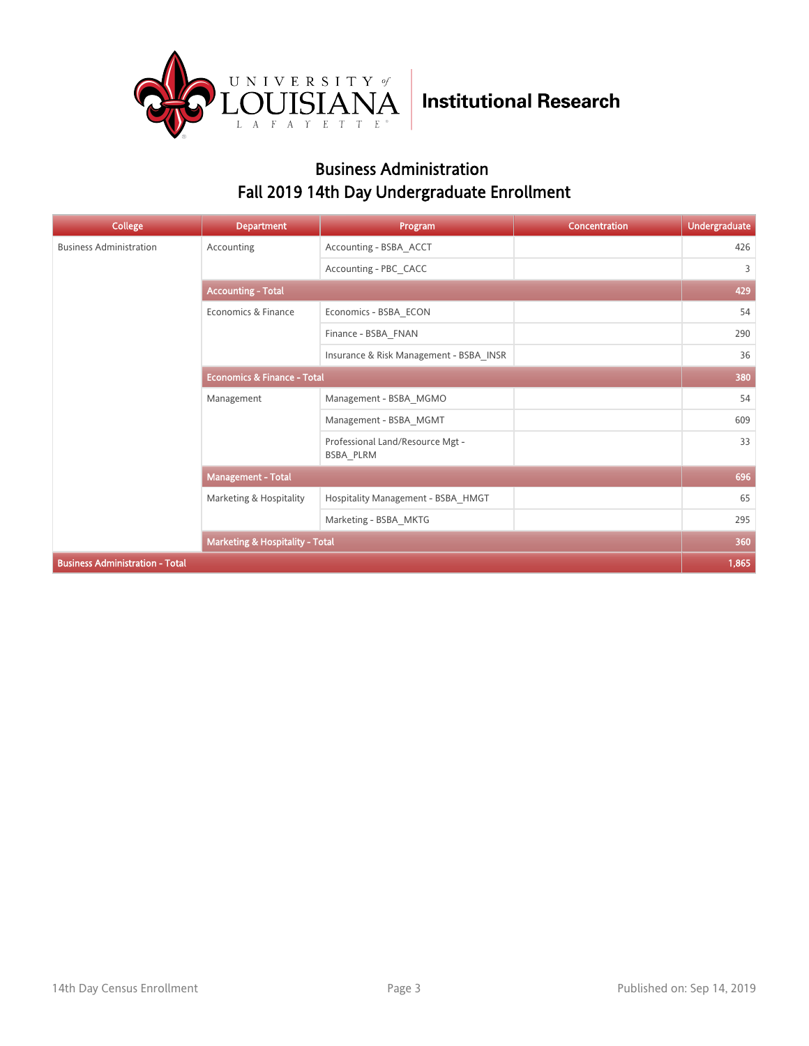# Business Administration
## Fall 2019 14th Day Undergraduate Enrollment

| College | Department | Program | Concentration | Undergraduate |
|---|---|---|---|---|
| Business Administration | Accounting | Accounting - BSBA_ACCT | | 426 |
| | | Accounting - PBC_CACC | | 3 |
| | **Accounting - Total** | | | **429** |
| | Economics & Finance | Economics - BSBA_ECON | | 54 |
| | | Finance - BSBA_FNAN | | 290 |
| | | Insurance & Risk Management - BSBA_INSR | | 36 |
| | **Economics & Finance - Total** | | | **380** |
| | Management | Management - BSBA_MGMO | | 54 |
| | | Management - BSBA_MGMT | | 609 |
| | | Professional Land/Resource Mgt - BSBA_PLRM | | 33 |
| | **Management - Total** | | | **696** |
| | Marketing & Hospitality | Hospitality Management - BSBA_HMGT | | 65 |
| | | Marketing - BSBA_MKTG | | 295 |
| | **Marketing & Hospitality - Total** | | | **360** |
| **Business Administration - Total** | | | | **1,865** |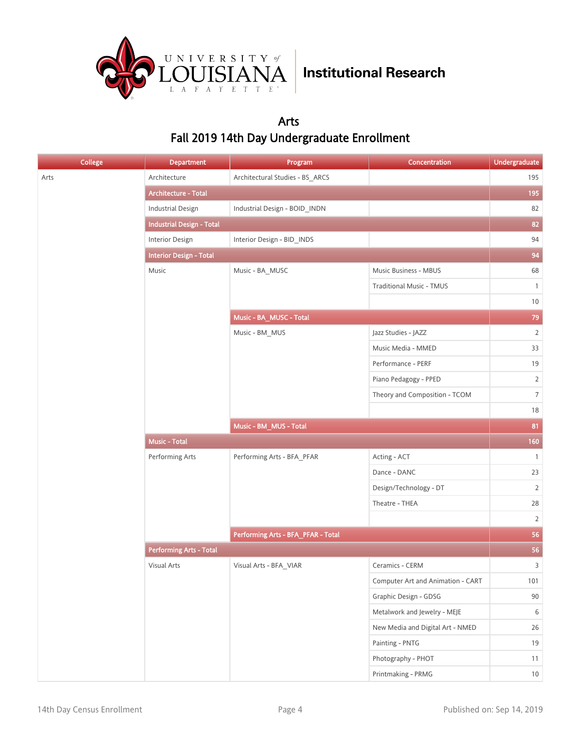# Arts

## Fall 2019 14th Day Undergraduate Enrollment

| College | Department | Program | Concentration | Undergraduate |
|---|---|---|---|---|
| Arts | Architecture | Architectural Studies - BS_ARCS | | 195 |
| | Architecture - Total | | | 195 |
| | Industrial Design | Industrial Design - BOID_INDN | | 82 |
| | Industrial Design - Total | | | 82 |
| | Interior Design | Interior Design - BID_INDS | | 94 |
| | Interior Design - Total | | | 94 |
| | Music | Music - BA_MUSC | Music Business - MBUS | 68 |
| | | | Traditional Music - TMUS | 1 |
| | | | | 10 |
| | | Music - BA_MUSC - Total | | 79 |
| | | Music - BM_MUS | Jazz Studies - JAZZ | 2 |
| | | | Music Media - MMED | 33 |
| | | | Performance - PERF | 19 |
| | | | Piano Pedagogy - PPED | 2 |
| | | | Theory and Composition - TCOM | 7 |
| | | | | 18 |
| | | Music - BM_MUS - Total | | 81 |
| | Music - Total | | | 160 |
| | Performing Arts | Performing Arts - BFA_PFAR | Acting - ACT | 1 |
| | | | Dance - DANC | 23 |
| | | | Design/Technology - DT | 2 |
| | | | Theatre - THEA | 28 |
| | | | | 2 |
| | | Performing Arts - BFA_PFAR - Total | | 56 |
| | Performing Arts - Total | | | 56 |
| | Visual Arts | Visual Arts - BFA_VIAR | Ceramics - CERM | 3 |
| | | | Computer Art and Animation - CART | 101 |
| | | | Graphic Design - GDSG | 90 |
| | | | Metalwork and Jewelry - MEJE | 6 |
| | | | New Media and Digital Art - NMED | 26 |
| | | | Painting - PNTG | 19 |
| | | | Photography - PHOT | 11 |
| | | | Printmaking - PRMG | 10 |

14th Day Census Enrollment — Published on: Sep 14, 2019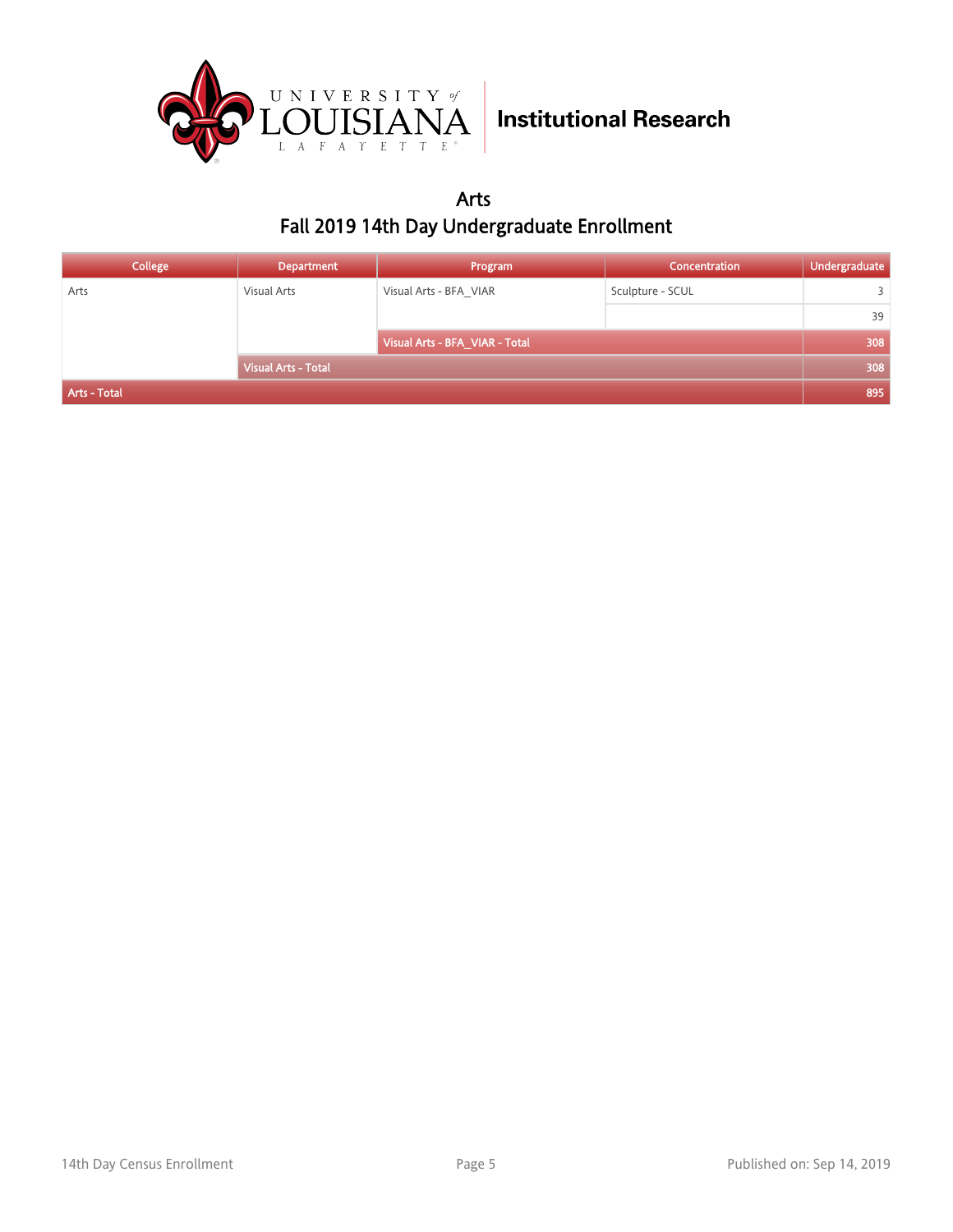Institutional Research

# Arts

## Fall 2019 14th Day Undergraduate Enrollment

| College | Department | Program | Concentration | Undergraduate |
|---|---|---|---|---|
| Arts | Visual Arts | Visual Arts - BFA_VIAR | Sculpture - SCUL | 3 |
| | | | | 39 |
| | | Visual Arts - BFA_VIAR - Total | | 308 |
| | Visual Arts - Total | | | 308 |
| Arts - Total | | | | 895 |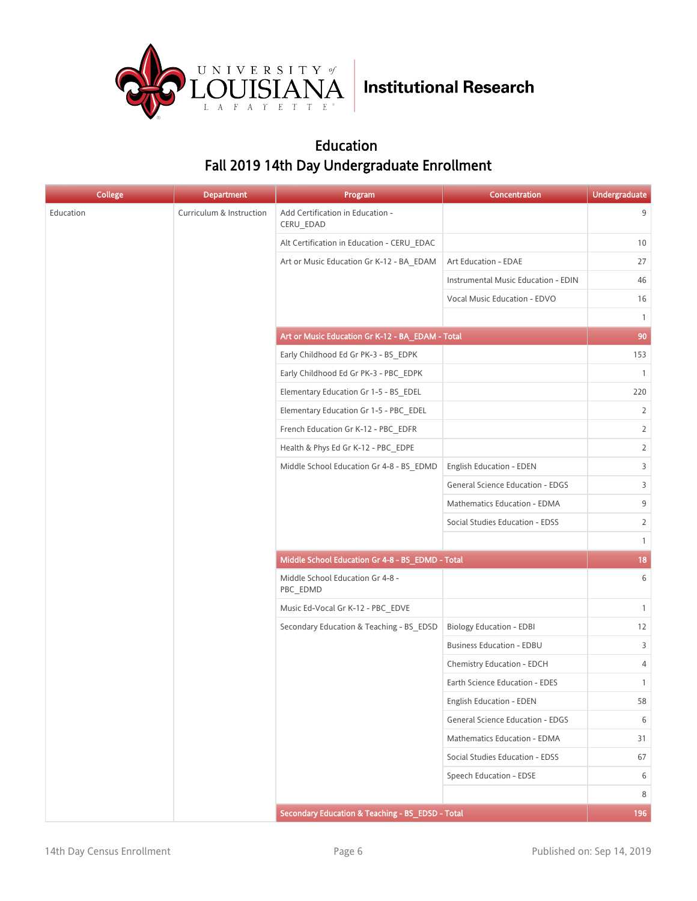# Education

## Fall 2019 14th Day Undergraduate Enrollment

| College | Department | Program | Concentration | Undergraduate |
|---|---|---|---|---|
| Education | Curriculum & Instruction | Add Certification in Education - CERU_EDAD | | 9 |
| | | Alt Certification in Education - CERU_EDAC | | 10 |
| | | Art or Music Education Gr K-12 - BA_EDAM | Art Education - EDAE | 27 |
| | | | Instrumental Music Education - EDIN | 46 |
| | | | Vocal Music Education - EDVO | 16 |
| | | | | 1 |
| | | **Art or Music Education Gr K-12 - BA_EDAM - Total** | | **90** |
| | | Early Childhood Ed Gr PK-3 - BS_EDPK | | 153 |
| | | Early Childhood Ed Gr PK-3 - PBC_EDPK | | 1 |
| | | Elementary Education Gr 1-5 - BS_EDEL | | 220 |
| | | Elementary Education Gr 1-5 - PBC_EDEL | | 2 |
| | | French Education Gr K-12 - PBC_EDFR | | 2 |
| | | Health & Phys Ed Gr K-12 - PBC_EDPE | | 2 |
| | | Middle School Education Gr 4-8 - BS_EDMD | English Education - EDEN | 3 |
| | | | General Science Education - EDGS | 3 |
| | | | Mathematics Education - EDMA | 9 |
| | | | Social Studies Education - EDSS | 2 |
| | | | | 1 |
| | | **Middle School Education Gr 4-8 - BS_EDMD - Total** | | **18** |
| | | Middle School Education Gr 4-8 - PBC_EDMD | | 6 |
| | | Music Ed-Vocal Gr K-12 - PBC_EDVE | | 1 |
| | | Secondary Education & Teaching - BS_EDSD | Biology Education - EDBI | 12 |
| | | | Business Education - EDBU | 3 |
| | | | Chemistry Education - EDCH | 4 |
| | | | Earth Science Education - EDES | 1 |
| | | | English Education - EDEN | 58 |
| | | | General Science Education - EDGS | 6 |
| | | | Mathematics Education - EDMA | 31 |
| | | | Social Studies Education - EDSS | 67 |
| | | | Speech Education - EDSE | 6 |
| | | | | 8 |
| | | **Secondary Education & Teaching - BS_EDSD - Total** | | **196** |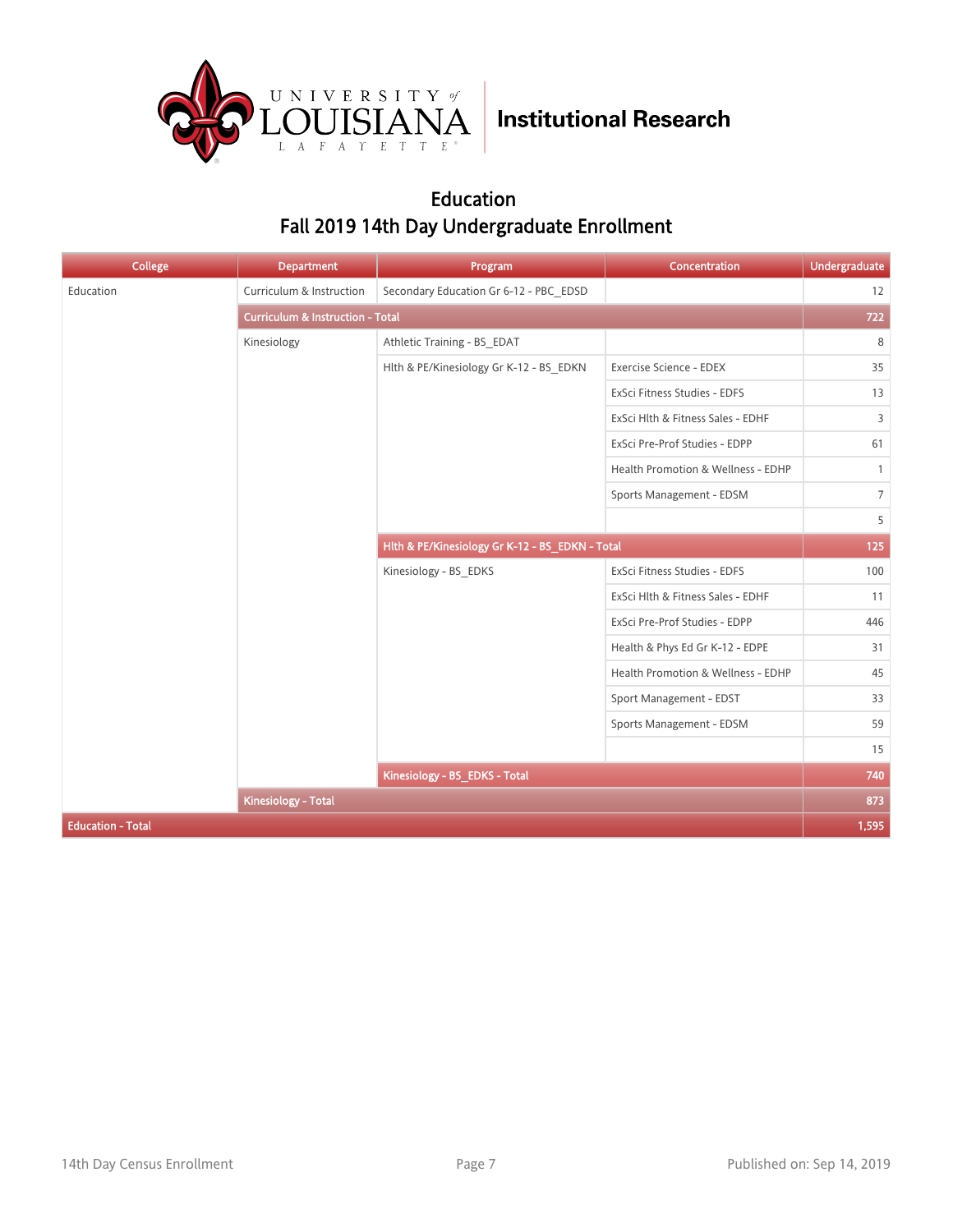University of Louisiana Lafayette | Institutional Research

## Education
## Fall 2019 14th Day Undergraduate Enrollment

| College | Department | Program | Concentration | Undergraduate |
|---|---|---|---|---|
| Education | Curriculum & Instruction | Secondary Education Gr 6-12 - PBC_EDSD | | 12 |
| | Curriculum & Instruction - Total | | | 722 |
| | Kinesiology | Athletic Training - BS_EDAT | | 8 |
| | | Hlth & PE/Kinesiology Gr K-12 - BS_EDKN | Exercise Science - EDEX | 35 |
| | | | ExSci Fitness Studies - EDFS | 13 |
| | | | ExSci Hlth & Fitness Sales - EDHF | 3 |
| | | | ExSci Pre-Prof Studies - EDPP | 61 |
| | | | Health Promotion & Wellness - EDHP | 1 |
| | | | Sports Management - EDSM | 7 |
| | | | | 5 |
| | | Hlth & PE/Kinesiology Gr K-12 - BS_EDKN - Total | | 125 |
| | | Kinesiology - BS_EDKS | ExSci Fitness Studies - EDFS | 100 |
| | | | ExSci Hlth & Fitness Sales - EDHF | 11 |
| | | | ExSci Pre-Prof Studies - EDPP | 446 |
| | | | Health & Phys Ed Gr K-12 - EDPE | 31 |
| | | | Health Promotion & Wellness - EDHP | 45 |
| | | | Sport Management - EDST | 33 |
| | | | Sports Management - EDSM | 59 |
| | | | | 15 |
| | | Kinesiology - BS_EDKS - Total | | 740 |
| | Kinesiology - Total | | | 873 |
| Education - Total | | | | 1,595 |

14th Day Census Enrollment | Published on: Sep 14, 2019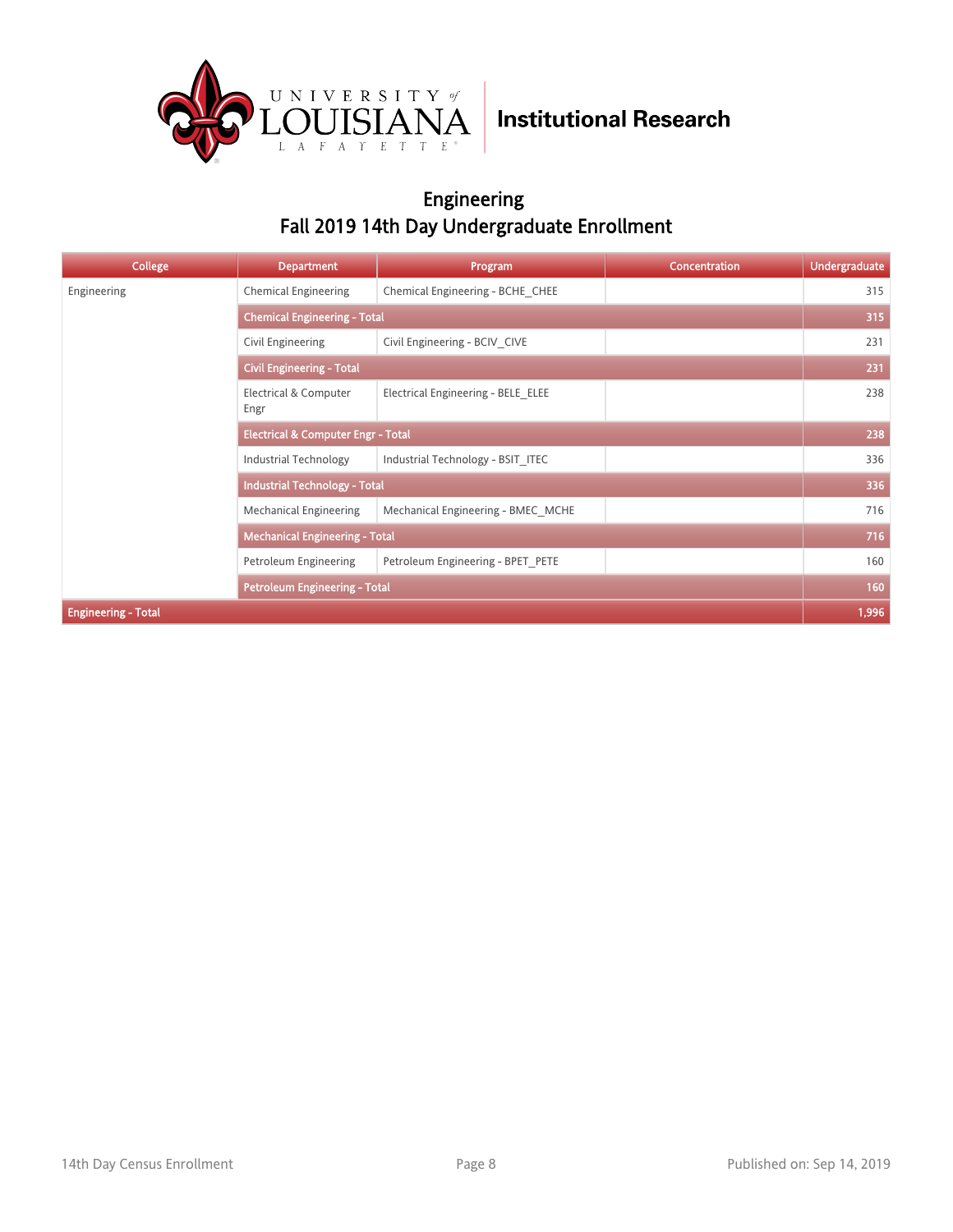University of Louisiana Lafayette | Institutional Research

## Engineering
## Fall 2019 14th Day Undergraduate Enrollment

| College | Department | Program | Concentration | Undergraduate |
|---|---|---|---|---|
| Engineering | Chemical Engineering | Chemical Engineering - BCHE_CHEE | | 315 |
| | **Chemical Engineering - Total** | | | **315** |
| | Civil Engineering | Civil Engineering - BCIV_CIVE | | 231 |
| | **Civil Engineering - Total** | | | **231** |
| | Electrical & Computer Engr | Electrical Engineering - BELE_ELEE | | 238 |
| | **Electrical & Computer Engr - Total** | | | **238** |
| | Industrial Technology | Industrial Technology - BSIT_ITEC | | 336 |
| | **Industrial Technology - Total** | | | **336** |
| | Mechanical Engineering | Mechanical Engineering - BMEC_MCHE | | 716 |
| | **Mechanical Engineering - Total** | | | **716** |
| | Petroleum Engineering | Petroleum Engineering - BPET_PETE | | 160 |
| | **Petroleum Engineering - Total** | | | **160** |
| **Engineering - Total** | | | | **1,996** |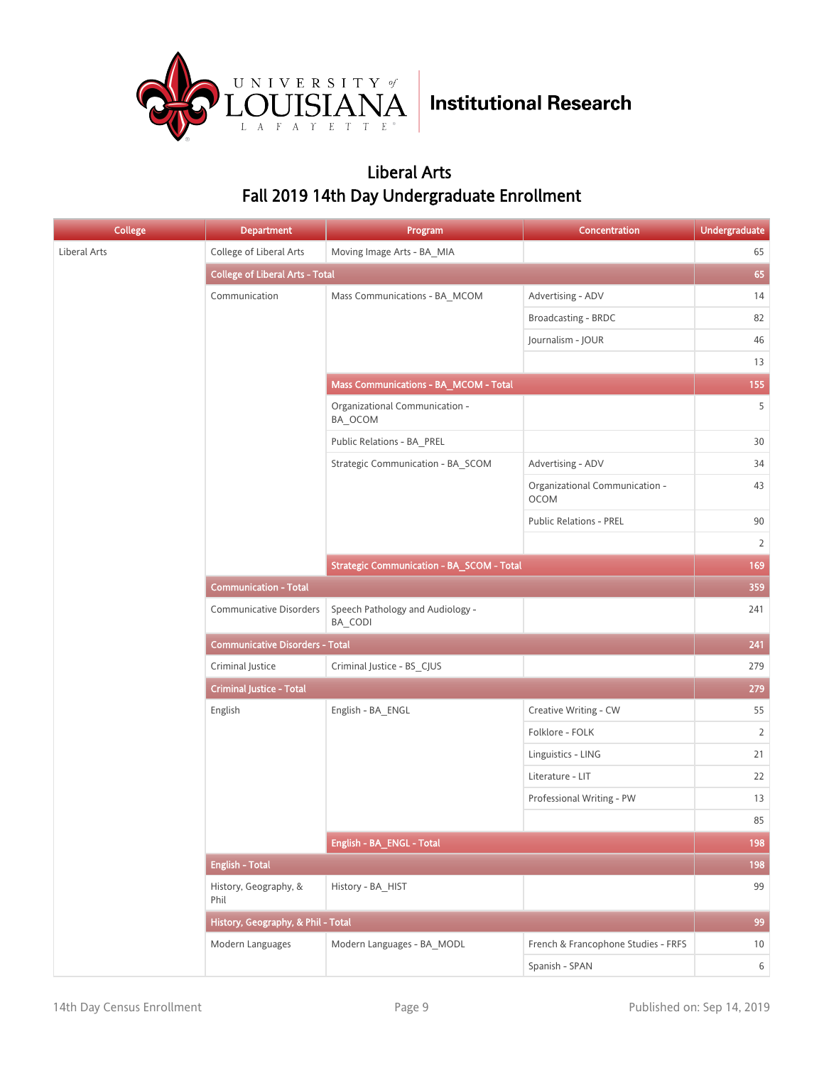# Liberal Arts

## Fall 2019 14th Day Undergraduate Enrollment

| College | Department | Program | Concentration | Undergraduate |
|---|---|---|---|---|
| Liberal Arts | College of Liberal Arts | Moving Image Arts - BA_MIA | | 65 |
| | College of Liberal Arts - Total | | | 65 |
| | Communication | Mass Communications - BA_MCOM | Advertising - ADV | 14 |
| | | | Broadcasting - BRDC | 82 |
| | | | Journalism - JOUR | 46 |
| | | | | 13 |
| | | Mass Communications - BA_MCOM - Total | | 155 |
| | | Organizational Communication - BA_OCOM | | 5 |
| | | Public Relations - BA_PREL | | 30 |
| | | Strategic Communication - BA_SCOM | Advertising - ADV | 34 |
| | | | Organizational Communication - OCOM | 43 |
| | | | Public Relations - PREL | 90 |
| | | | | 2 |
| | | Strategic Communication - BA_SCOM - Total | | 169 |
| | Communication - Total | | | 359 |
| | Communicative Disorders | Speech Pathology and Audiology - BA_CODI | | 241 |
| | Communicative Disorders - Total | | | 241 |
| | Criminal Justice | Criminal Justice - BS_CJUS | | 279 |
| | Criminal Justice - Total | | | 279 |
| | English | English - BA_ENGL | Creative Writing - CW | 55 |
| | | | Folklore - FOLK | 2 |
| | | | Linguistics - LING | 21 |
| | | | Literature - LIT | 22 |
| | | | Professional Writing - PW | 13 |
| | | | | 85 |
| | | English - BA_ENGL - Total | | 198 |
| | English - Total | | | 198 |
| | History, Geography, & Phil | History - BA_HIST | | 99 |
| | History, Geography, & Phil - Total | | | 99 |
| | Modern Languages | Modern Languages - BA_MODL | French & Francophone Studies - FRFS | 10 |
| | | | Spanish - SPAN | 6 |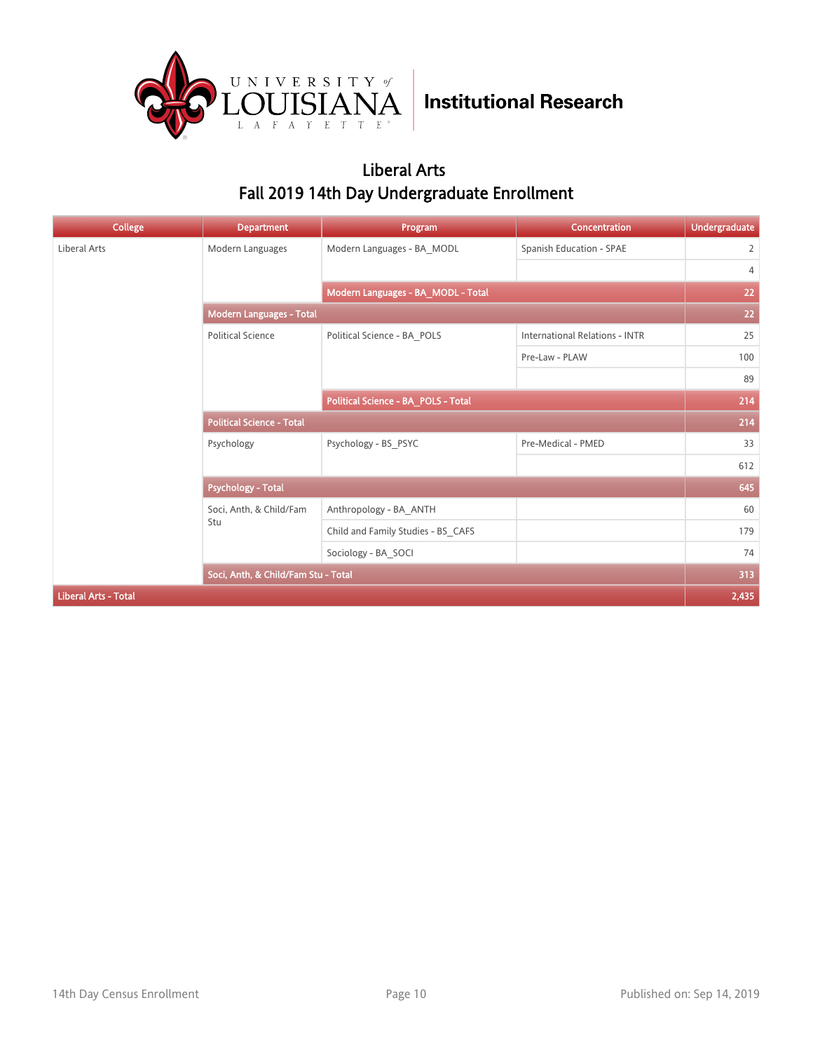UNIVERSITY of LOUISIANA LAFAYETTE | Institutional Research

## Liberal Arts
## Fall 2019 14th Day Undergraduate Enrollment

| College | Department | Program | Concentration | Undergraduate |
|---|---|---|---|---|
| Liberal Arts | Modern Languages | Modern Languages - BA_MODL | Spanish Education - SPAE | 2 |
| | | | | 4 |
| | | Modern Languages - BA_MODL - Total | | 22 |
| | Modern Languages - Total | | | 22 |
| | Political Science | Political Science - BA_POLS | International Relations - INTR | 25 |
| | | | Pre-Law - PLAW | 100 |
| | | | | 89 |
| | | Political Science - BA_POLS - Total | | 214 |
| | Political Science - Total | | | 214 |
| | Psychology | Psychology - BS_PSYC | Pre-Medical - PMED | 33 |
| | | | | 612 |
| | Psychology - Total | | | 645 |
| | Soci, Anth, & Child/Fam Stu | Anthropology - BA_ANTH | | 60 |
| | | Child and Family Studies - BS_CAFS | | 179 |
| | | Sociology - BA_SOCI | | 74 |
| | Soci, Anth, & Child/Fam Stu - Total | | | 313 |
| Liberal Arts - Total | | | | 2,435 |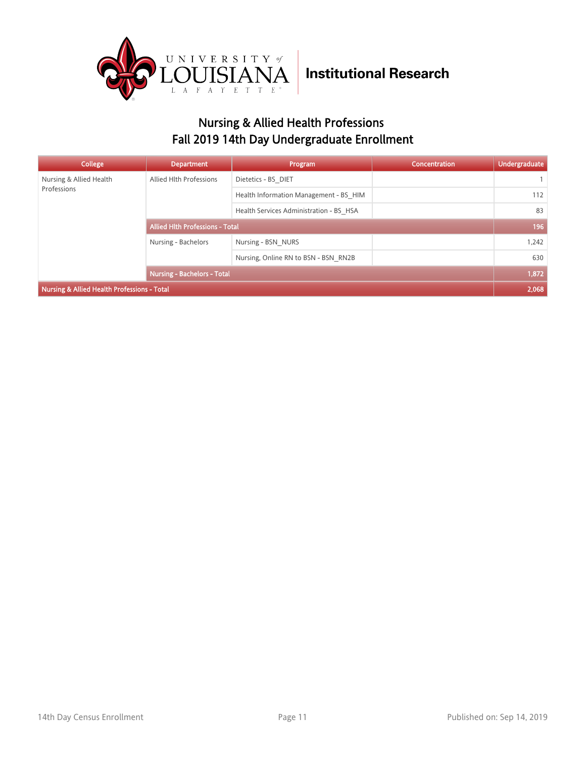University of Louisiana Lafayette — Institutional Research

## Nursing & Allied Health Professions
## Fall 2019 14th Day Undergraduate Enrollment

| College | Department | Program | Concentration | Undergraduate |
|---|---|---|---|---|
| Nursing & Allied Health Professions | Allied Hlth Professions | Dietetics - BS_DIET | | 1 |
| | | Health Information Management - BS_HIM | | 112 |
| | | Health Services Administration - BS_HSA | | 83 |
| | **Allied Hlth Professions - Total** | | | **196** |
| | Nursing - Bachelors | Nursing - BSN_NURS | | 1,242 |
| | | Nursing, Online RN to BSN - BSN_RN2B | | 630 |
| | **Nursing - Bachelors - Total** | | | **1,872** |
| **Nursing & Allied Health Professions - Total** | | | | **2,068** |

14th Day Census Enrollment — Published on: Sep 14, 2019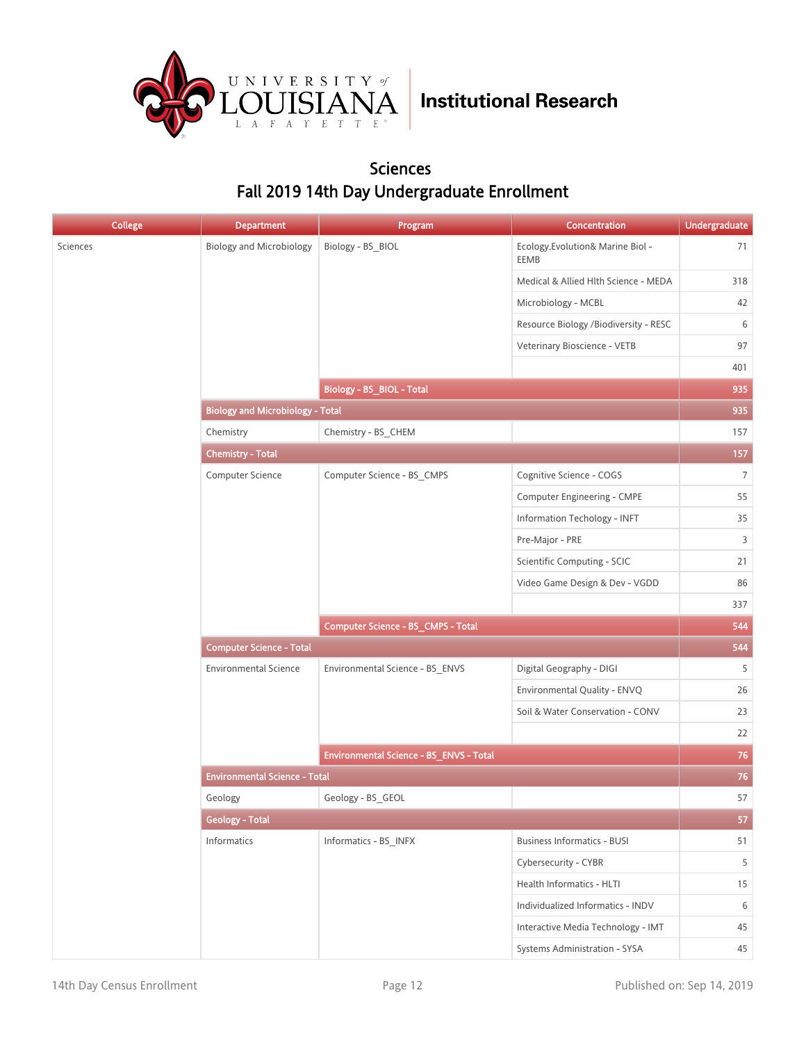University of Louisiana Lafayette | Institutional Research

## Sciences
## Fall 2019 14th Day Undergraduate Enrollment

| College | Department | Program | Concentration | Undergraduate |
|---|---|---|---|---|
| Sciences | Biology and Microbiology | Biology - BS_BIOL | Ecology,Evolution& Marine Biol - EEMB | 71 |
| | | | Medical & Allied Hlth Science - MEDA | 318 |
| | | | Microbiology - MCBL | 42 |
| | | | Resource Biology /Biodiversity - RESC | 6 |
| | | | Veterinary Bioscience - VETB | 97 |
| | | | | 401 |
| | | **Biology - BS_BIOL - Total** | | **935** |
| | **Biology and Microbiology - Total** | | | **935** |
| | Chemistry | Chemistry - BS_CHEM | | 157 |
| | **Chemistry - Total** | | | **157** |
| | Computer Science | Computer Science - BS_CMPS | Cognitive Science - COGS | 7 |
| | | | Computer Engineering - CMPE | 55 |
| | | | Information Techology - INFT | 35 |
| | | | Pre-Major - PRE | 3 |
| | | | Scientific Computing - SCIC | 21 |
| | | | Video Game Design & Dev - VGDD | 86 |
| | | | | 337 |
| | | **Computer Science - BS_CMPS - Total** | | **544** |
| | **Computer Science - Total** | | | **544** |
| | Environmental Science | Environmental Science - BS_ENVS | Digital Geography - DIGI | 5 |
| | | | Environmental Quality - ENVQ | 26 |
| | | | Soil & Water Conservation - CONV | 23 |
| | | | | 22 |
| | | **Environmental Science - BS_ENVS - Total** | | **76** |
| | **Environmental Science - Total** | | | **76** |
| | Geology | Geology - BS_GEOL | | 57 |
| | **Geology - Total** | | | **57** |
| | Informatics | Informatics - BS_INFX | Business Informatics - BUSI | 51 |
| | | | Cybersecurity - CYBR | 5 |
| | | | Health Informatics - HLTI | 15 |
| | | | Individualized Informatics - INDV | 6 |
| | | | Interactive Media Technology - IMT | 45 |
| | | | Systems Administration - SYSA | 45 |

14th Day Census Enrollment | Published on: Sep 14, 2019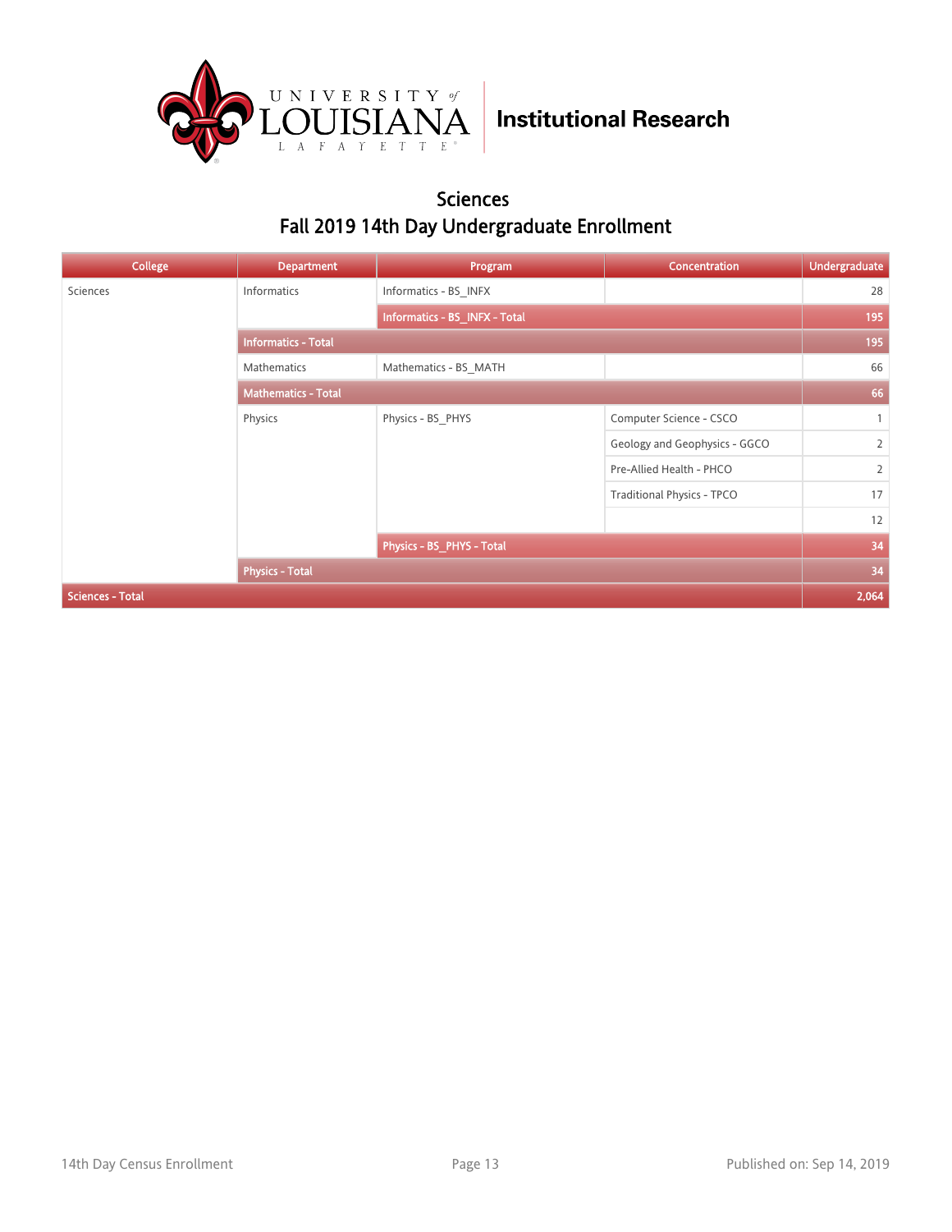Institutional Research

## Sciences
## Fall 2019 14th Day Undergraduate Enrollment

| College | Department | Program | Concentration | Undergraduate |
|---|---|---|---|---|
| Sciences | Informatics | Informatics - BS_INFX | | 28 |
| | | **Informatics - BS_INFX - Total** | | **195** |
| | **Informatics - Total** | | | **195** |
| | Mathematics | Mathematics - BS_MATH | | 66 |
| | **Mathematics - Total** | | | **66** |
| | Physics | Physics - BS_PHYS | Computer Science - CSCO | 1 |
| | | | Geology and Geophysics - GGCO | 2 |
| | | | Pre-Allied Health - PHCO | 2 |
| | | | Traditional Physics - TPCO | 17 |
| | | | | 12 |
| | | **Physics - BS_PHYS - Total** | | **34** |
| | **Physics - Total** | | | **34** |
| **Sciences - Total** | | | | **2,064** |

14th Day Census Enrollment

Published on: Sep 14, 2019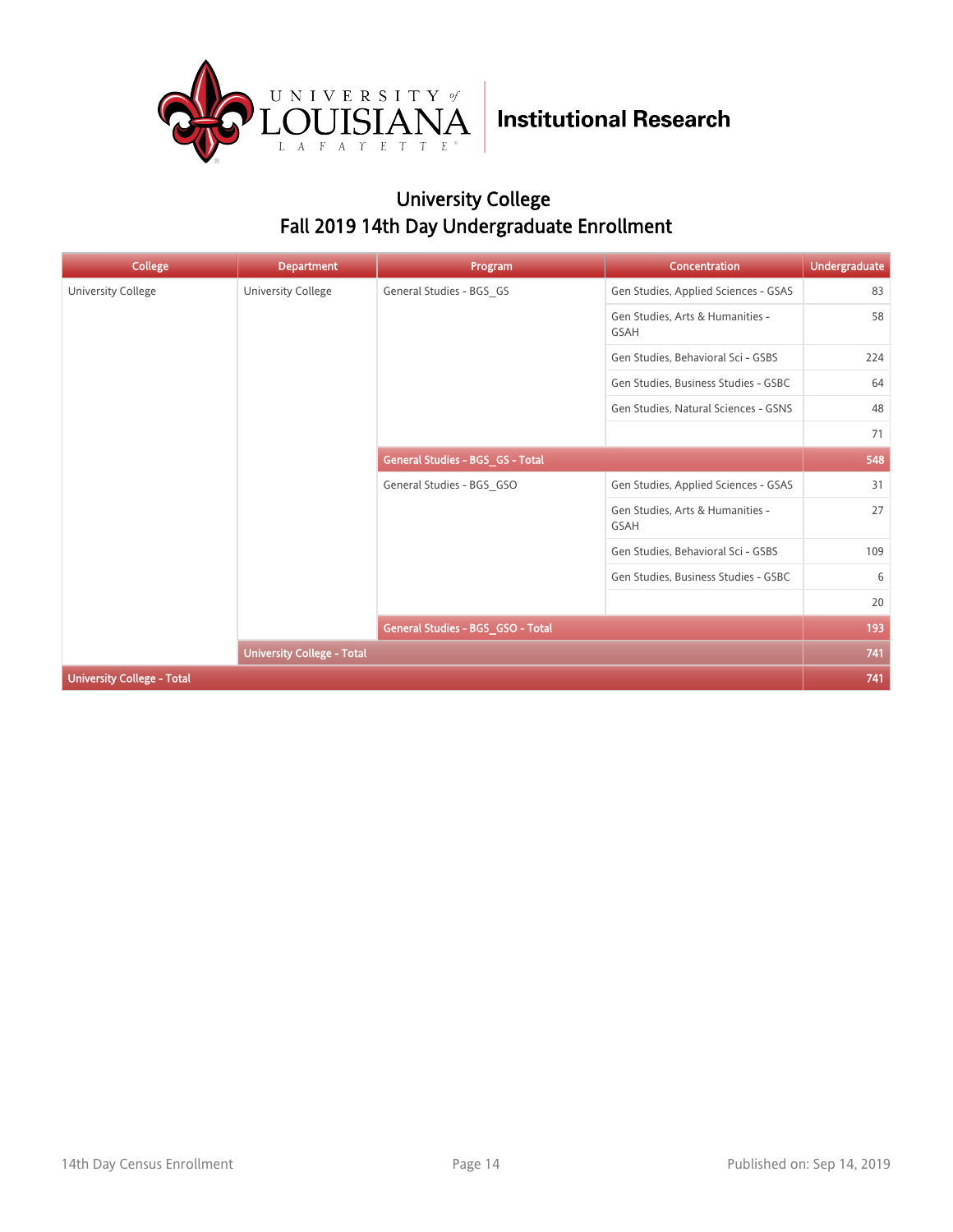University of Louisiana Lafayette | Institutional Research

## University College
## Fall 2019 14th Day Undergraduate Enrollment

| College | Department | Program | Concentration | Undergraduate |
|---|---|---|---|---|
| University College | University College | General Studies - BGS_GS | Gen Studies, Applied Sciences - GSAS | 83 |
| | | | Gen Studies, Arts & Humanities - GSAH | 58 |
| | | | Gen Studies, Behavioral Sci - GSBS | 224 |
| | | | Gen Studies, Business Studies - GSBC | 64 |
| | | | Gen Studies, Natural Sciences - GSNS | 48 |
| | | | | 71 |
| | | **General Studies - BGS_GS - Total** | | **548** |
| | | General Studies - BGS_GSO | Gen Studies, Applied Sciences - GSAS | 31 |
| | | | Gen Studies, Arts & Humanities - GSAH | 27 |
| | | | Gen Studies, Behavioral Sci - GSBS | 109 |
| | | | Gen Studies, Business Studies - GSBC | 6 |
| | | | | 20 |
| | | **General Studies - BGS_GSO - Total** | | **193** |
| | **University College - Total** | | | **741** |
| **University College - Total** | | | | **741** |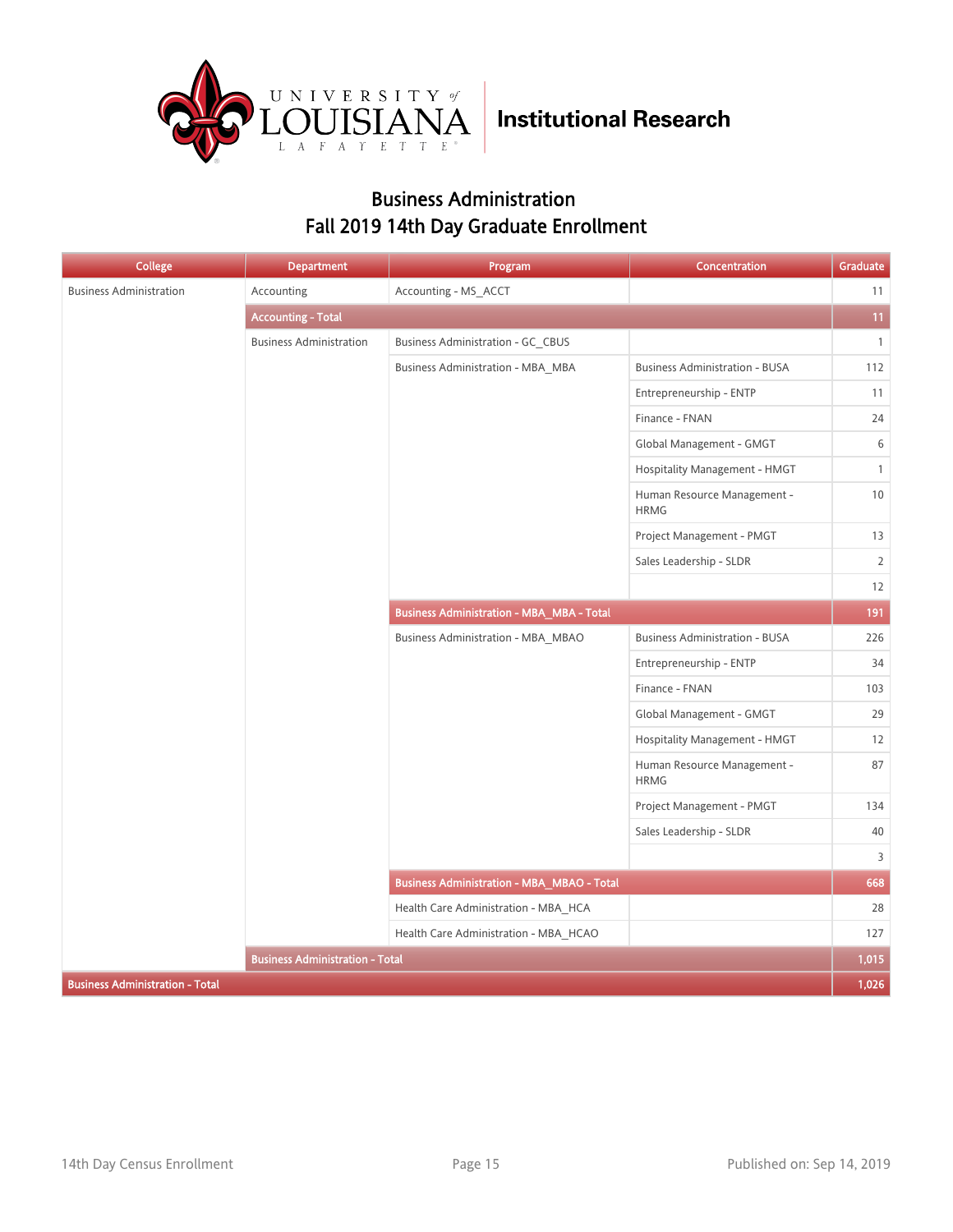University of Louisiana Lafayette — Institutional Research

## Business Administration
## Fall 2019 14th Day Graduate Enrollment

| College | Department | Program | Concentration | Graduate |
|---|---|---|---|---|
| Business Administration | Accounting | Accounting - MS_ACCT | | 11 |
| | **Accounting - Total** | | | **11** |
| | Business Administration | Business Administration - GC_CBUS | | 1 |
| | | Business Administration - MBA_MBA | Business Administration - BUSA | 112 |
| | | | Entrepreneurship - ENTP | 11 |
| | | | Finance - FNAN | 24 |
| | | | Global Management - GMGT | 6 |
| | | | Hospitality Management - HMGT | 1 |
| | | | Human Resource Management - HRMG | 10 |
| | | | Project Management - PMGT | 13 |
| | | | Sales Leadership - SLDR | 2 |
| | | | | 12 |
| | | **Business Administration - MBA_MBA - Total** | | **191** |
| | | Business Administration - MBA_MBAO | Business Administration - BUSA | 226 |
| | | | Entrepreneurship - ENTP | 34 |
| | | | Finance - FNAN | 103 |
| | | | Global Management - GMGT | 29 |
| | | | Hospitality Management - HMGT | 12 |
| | | | Human Resource Management - HRMG | 87 |
| | | | Project Management - PMGT | 134 |
| | | | Sales Leadership - SLDR | 40 |
| | | | | 3 |
| | | **Business Administration - MBA_MBAO - Total** | | **668** |
| | | Health Care Administration - MBA_HCA | | 28 |
| | | Health Care Administration - MBA_HCAO | | 127 |
| | **Business Administration - Total** | | | **1,015** |
| **Business Administration - Total** | | | | **1,026** |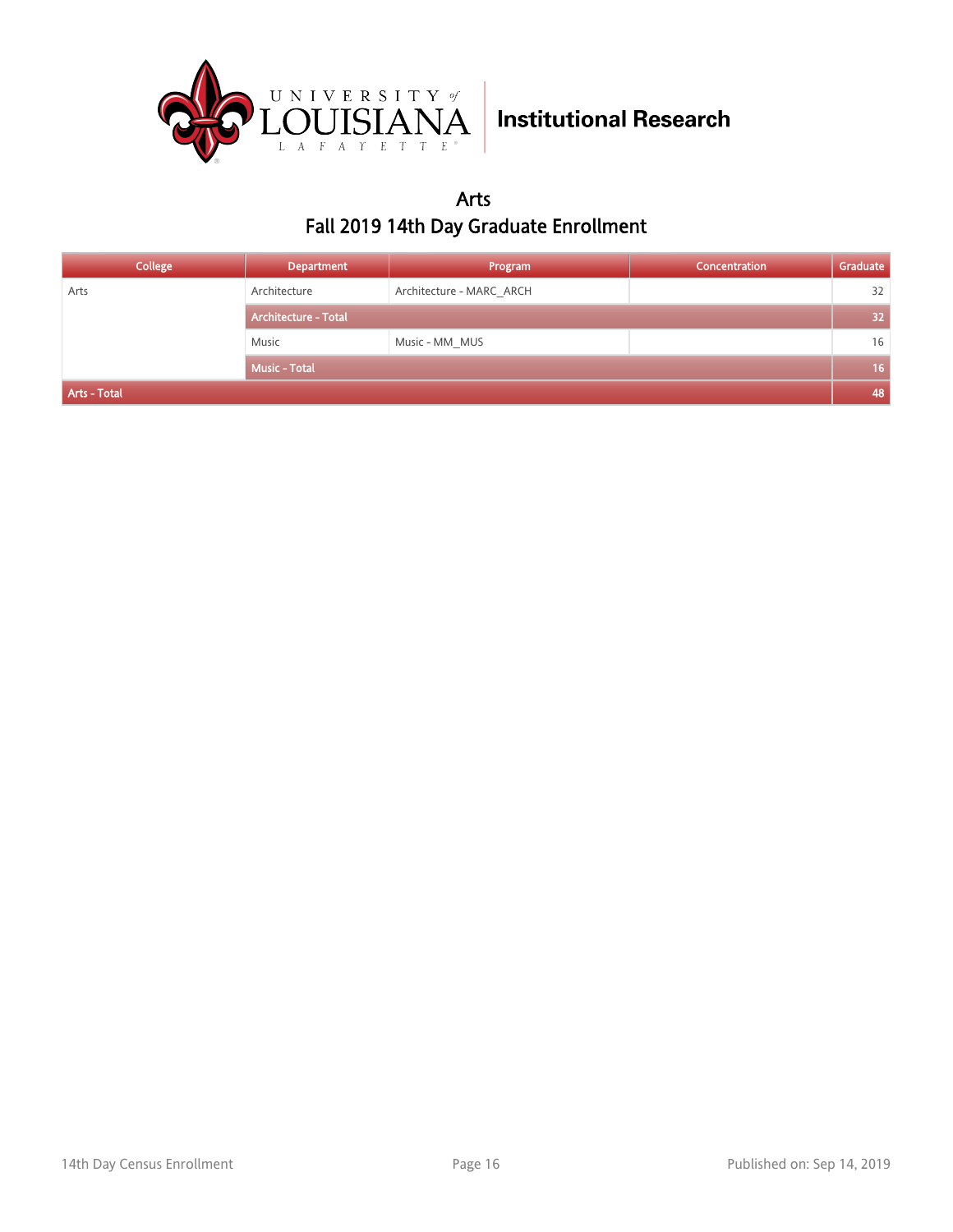University of Louisiana Lafayette | Institutional Research

# Arts
## Fall 2019 14th Day Graduate Enrollment

| College | Department | Program | Concentration | Graduate |
|---|---|---|---|---|
| Arts | Architecture | Architecture - MARC_ARCH | | 32 |
| | Architecture - Total | | | 32 |
| | Music | Music - MM_MUS | | 16 |
| | Music - Total | | | 16 |
| Arts - Total | | | | 48 |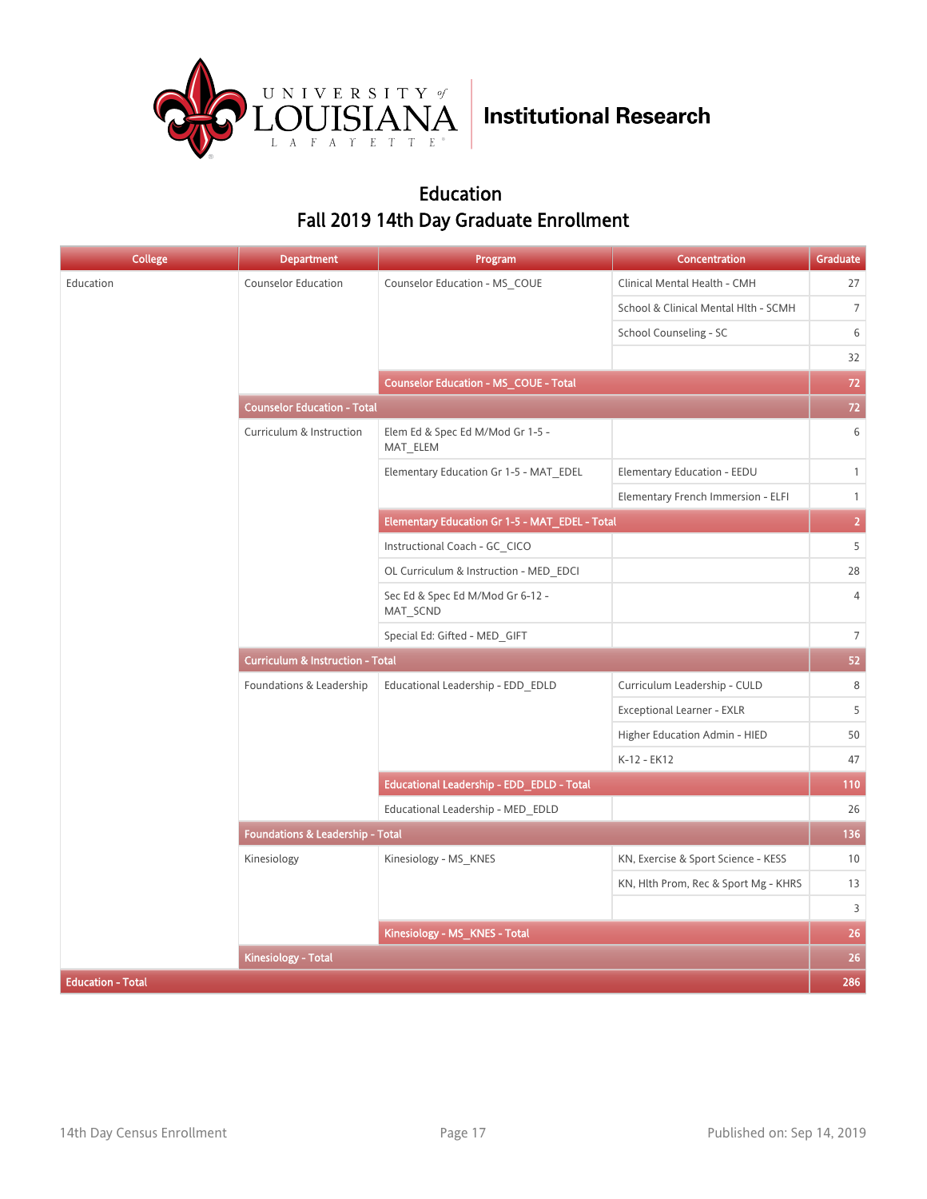University of Louisiana Lafayette — Institutional Research

## Education
## Fall 2019 14th Day Graduate Enrollment

| College | Department | Program | Concentration | Graduate |
|---|---|---|---|---|
| Education | Counselor Education | Counselor Education - MS_COUE | Clinical Mental Health - CMH | 27 |
| | | | School & Clinical Mental Hlth - SCMH | 7 |
| | | | School Counseling - SC | 6 |
| | | | | 32 |
| | | **Counselor Education - MS_COUE - Total** | | **72** |
| | **Counselor Education - Total** | | | **72** |
| | Curriculum & Instruction | Elem Ed & Spec Ed M/Mod Gr 1-5 - MAT_ELEM | | 6 |
| | | Elementary Education Gr 1-5 - MAT_EDEL | Elementary Education - EEDU | 1 |
| | | | Elementary French Immersion - ELFI | 1 |
| | | **Elementary Education Gr 1-5 - MAT_EDEL - Total** | | **2** |
| | | Instructional Coach - GC_CICO | | 5 |
| | | OL Curriculum & Instruction - MED_EDCI | | 28 |
| | | Sec Ed & Spec Ed M/Mod Gr 6-12 - MAT_SCND | | 4 |
| | | Special Ed: Gifted - MED_GIFT | | 7 |
| | **Curriculum & Instruction - Total** | | | **52** |
| | Foundations & Leadership | Educational Leadership - EDD_EDLD | Curriculum Leadership - CULD | 8 |
| | | | Exceptional Learner - EXLR | 5 |
| | | | Higher Education Admin - HIED | 50 |
| | | | K-12 - EK12 | 47 |
| | | **Educational Leadership - EDD_EDLD - Total** | | **110** |
| | | Educational Leadership - MED_EDLD | | 26 |
| | **Foundations & Leadership - Total** | | | **136** |
| | Kinesiology | Kinesiology - MS_KNES | KN, Exercise & Sport Science - KESS | 10 |
| | | | KN, Hlth Prom, Rec & Sport Mg - KHRS | 13 |
| | | | | 3 |
| | | **Kinesiology - MS_KNES - Total** | | **26** |
| | **Kinesiology - Total** | | | **26** |
| **Education - Total** | | | | **286** |

14th Day Census Enrollment — Published on: Sep 14, 2019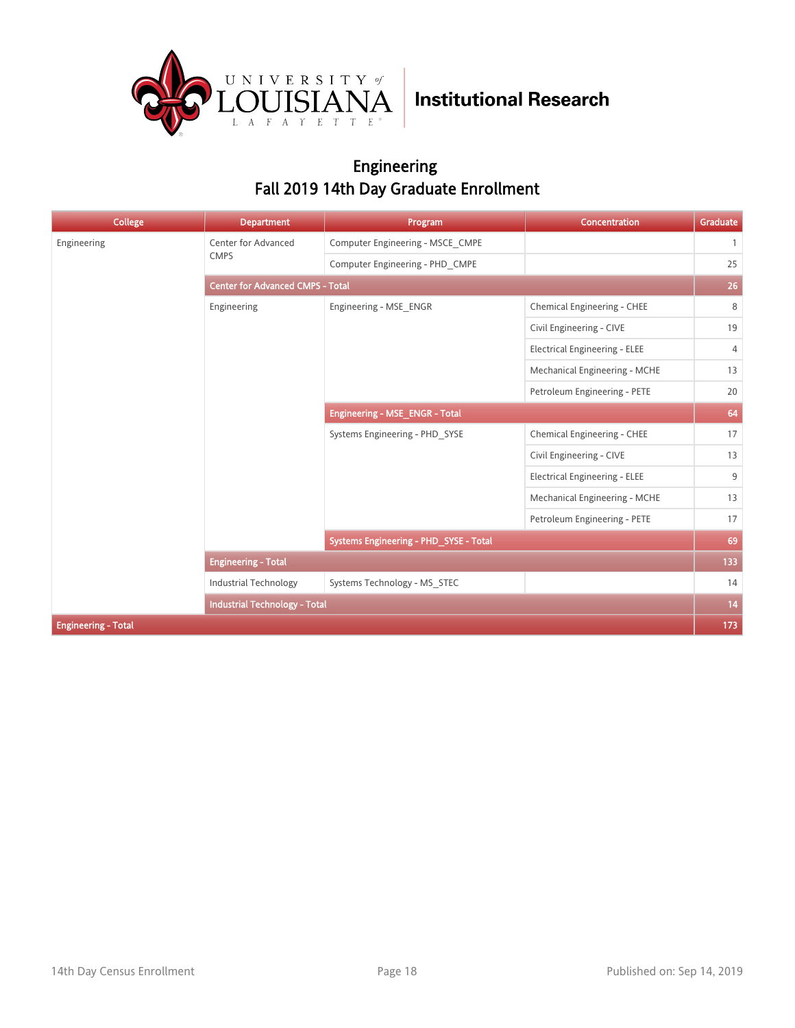Institutional Research

## Engineering
## Fall 2019 14th Day Graduate Enrollment

| College | Department | Program | Concentration | Graduate |
|---|---|---|---|---|
| Engineering | Center for Advanced CMPS | Computer Engineering - MSCE_CMPE | | 1 |
| | | Computer Engineering - PHD_CMPE | | 25 |
| | **Center for Advanced CMPS - Total** | | | **26** |
| | Engineering | Engineering - MSE_ENGR | Chemical Engineering - CHEE | 8 |
| | | | Civil Engineering - CIVE | 19 |
| | | | Electrical Engineering - ELEE | 4 |
| | | | Mechanical Engineering - MCHE | 13 |
| | | | Petroleum Engineering - PETE | 20 |
| | | **Engineering - MSE_ENGR - Total** | | **64** |
| | | Systems Engineering - PHD_SYSE | Chemical Engineering - CHEE | 17 |
| | | | Civil Engineering - CIVE | 13 |
| | | | Electrical Engineering - ELEE | 9 |
| | | | Mechanical Engineering - MCHE | 13 |
| | | | Petroleum Engineering - PETE | 17 |
| | | **Systems Engineering - PHD_SYSE - Total** | | **69** |
| | **Engineering - Total** | | | **133** |
| | Industrial Technology | Systems Technology - MS_STEC | | 14 |
| | **Industrial Technology - Total** | | | **14** |
| **Engineering - Total** | | | | **173** |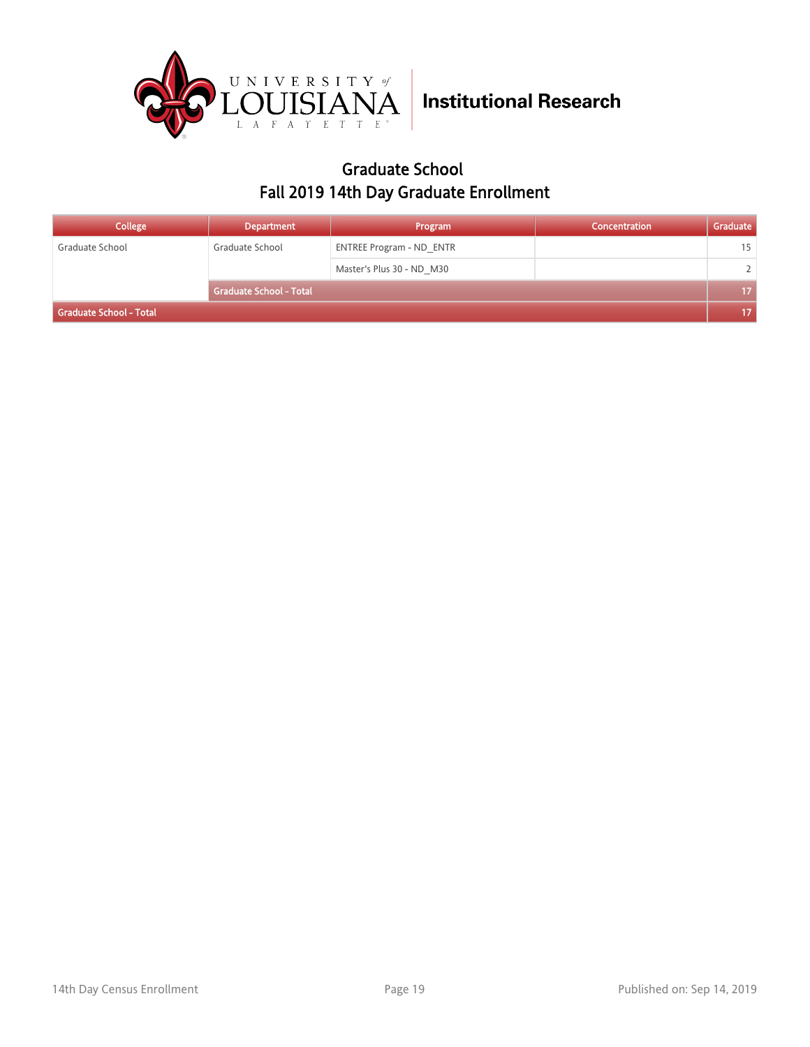UNIVERSITY of LOUISIANA LAFAYETTE | Institutional Research

## Graduate School
## Fall 2019 14th Day Graduate Enrollment

| College | Department | Program | Concentration | Graduate |
|---|---|---|---|---|
| Graduate School | Graduate School | ENTREE Program - ND_ENTR | | 15 |
| | | Master's Plus 30 - ND_M30 | | 2 |
| | Graduate School - Total | | | 17 |
| Graduate School - Total | | | | 17 |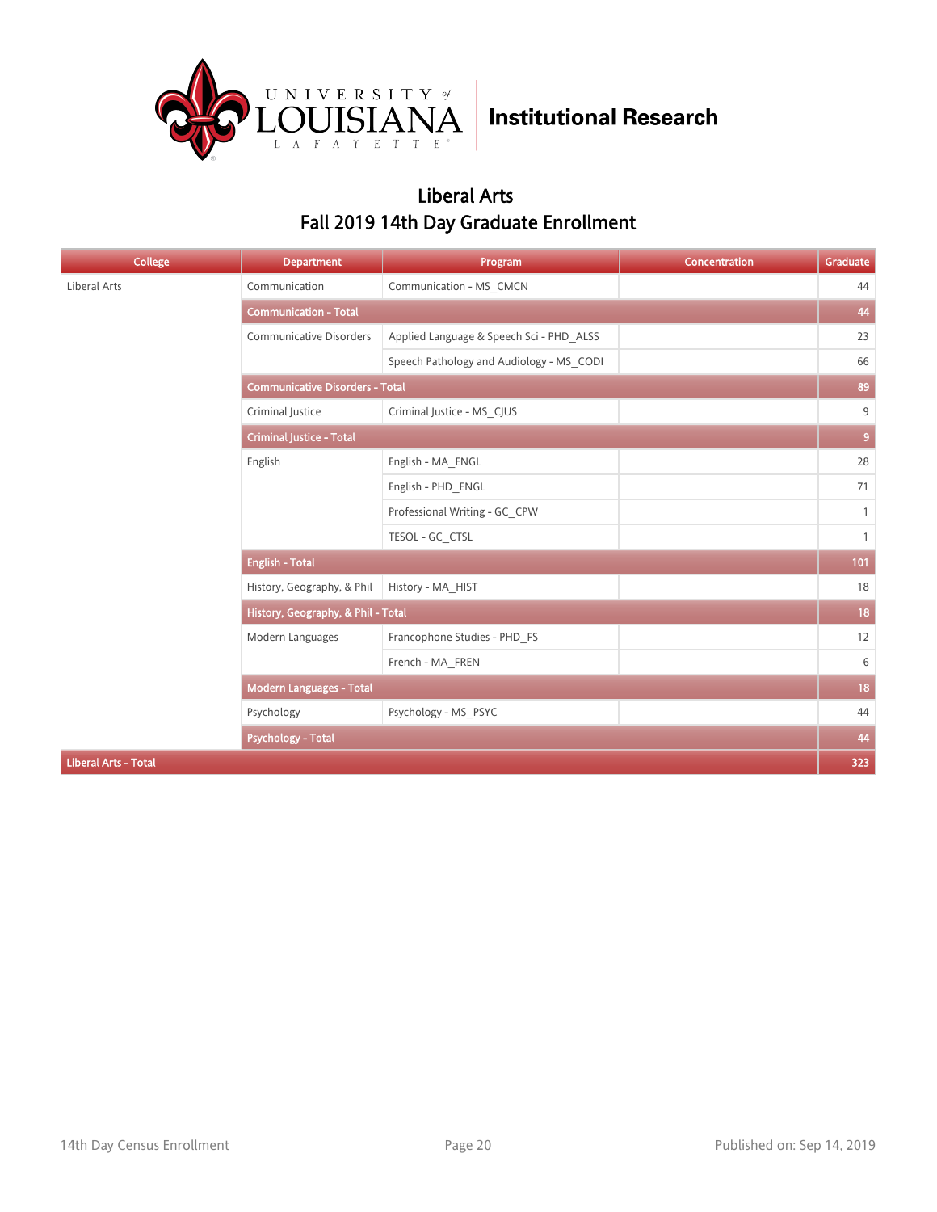Institutional Research

## Liberal Arts
## Fall 2019 14th Day Graduate Enrollment

| College | Department | Program | Concentration | Graduate |
|---|---|---|---|---|
| Liberal Arts | Communication | Communication - MS_CMCN | | 44 |
| | **Communication - Total** | | | **44** |
| | Communicative Disorders | Applied Language & Speech Sci - PHD_ALSS | | 23 |
| | | Speech Pathology and Audiology - MS_CODI | | 66 |
| | **Communicative Disorders - Total** | | | **89** |
| | Criminal Justice | Criminal Justice - MS_CJUS | | 9 |
| | **Criminal Justice - Total** | | | **9** |
| | English | English - MA_ENGL | | 28 |
| | | English - PHD_ENGL | | 71 |
| | | Professional Writing - GC_CPW | | 1 |
| | | TESOL - GC_CTSL | | 1 |
| | **English - Total** | | | **101** |
| | History, Geography, & Phil | History - MA_HIST | | 18 |
| | **History, Geography, & Phil - Total** | | | **18** |
| | Modern Languages | Francophone Studies - PHD_FS | | 12 |
| | | French - MA_FREN | | 6 |
| | **Modern Languages - Total** | | | **18** |
| | Psychology | Psychology - MS_PSYC | | 44 |
| | **Psychology - Total** | | | **44** |
| **Liberal Arts - Total** | | | | **323** |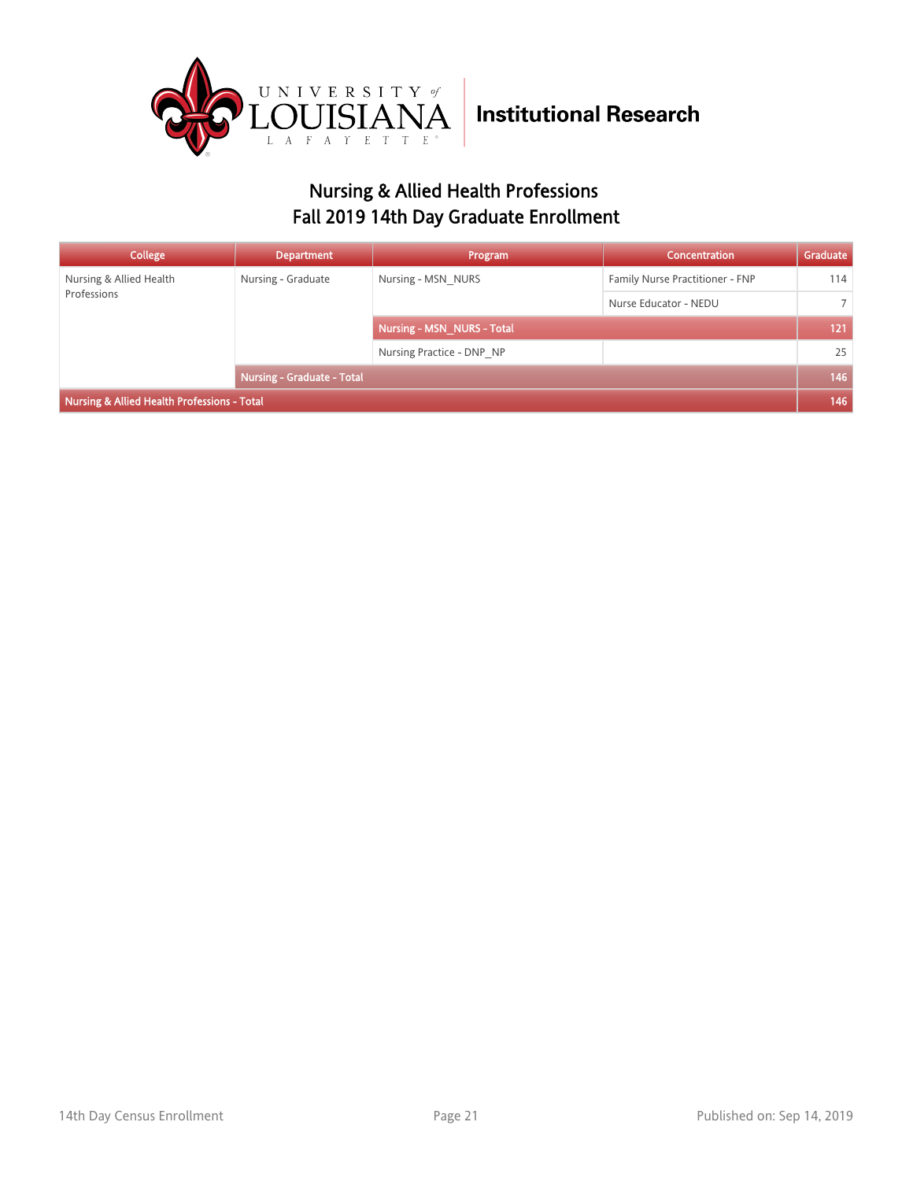Institutional Research

## Nursing & Allied Health Professions
## Fall 2019 14th Day Graduate Enrollment

| College | Department | Program | Concentration | Graduate |
|---|---|---|---|---|
| Nursing & Allied Health Professions | Nursing - Graduate | Nursing - MSN_NURS | Family Nurse Practitioner - FNP | 114 |
| | | | Nurse Educator - NEDU | 7 |
| | | **Nursing - MSN_NURS - Total** | | **121** |
| | | Nursing Practice - DNP_NP | | 25 |
| | **Nursing - Graduate - Total** | | | **146** |
| **Nursing & Allied Health Professions - Total** | | | | **146** |

14th Day Census Enrollment

Published on: Sep 14, 2019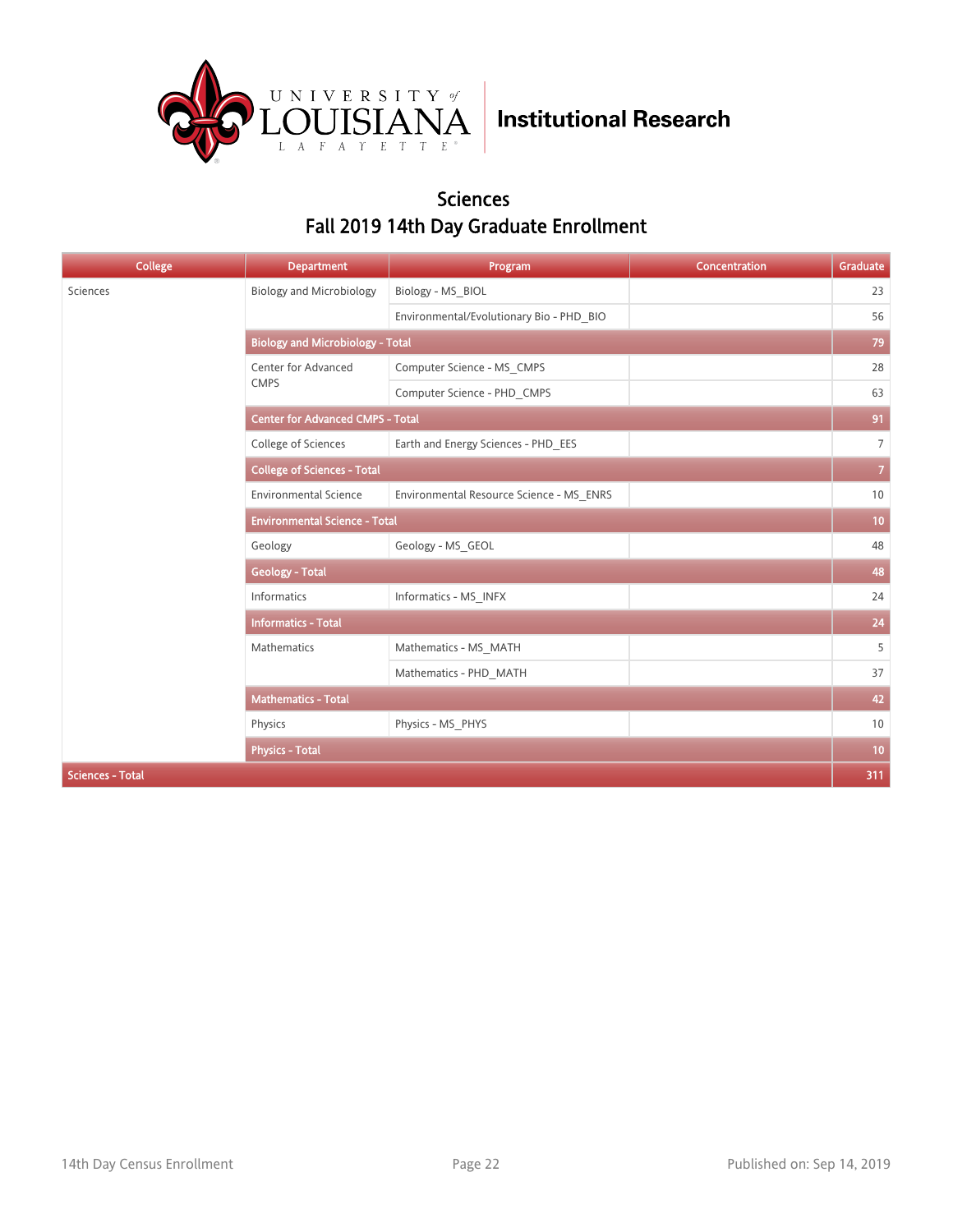Institutional Research

## Sciences
## Fall 2019 14th Day Graduate Enrollment

| College | Department | Program | Concentration | Graduate |
|---|---|---|---|---|
| Sciences | Biology and Microbiology | Biology - MS_BIOL | | 23 |
| | | Environmental/Evolutionary Bio - PHD_BIO | | 56 |
| | **Biology and Microbiology - Total** | | | **79** |
| | Center for Advanced CMPS | Computer Science - MS_CMPS | | 28 |
| | | Computer Science - PHD_CMPS | | 63 |
| | **Center for Advanced CMPS - Total** | | | **91** |
| | College of Sciences | Earth and Energy Sciences - PHD_EES | | 7 |
| | **College of Sciences - Total** | | | **7** |
| | Environmental Science | Environmental Resource Science - MS_ENRS | | 10 |
| | **Environmental Science - Total** | | | **10** |
| | Geology | Geology - MS_GEOL | | 48 |
| | **Geology - Total** | | | **48** |
| | Informatics | Informatics - MS_INFX | | 24 |
| | **Informatics - Total** | | | **24** |
| | Mathematics | Mathematics - MS_MATH | | 5 |
| | | Mathematics - PHD_MATH | | 37 |
| | **Mathematics - Total** | | | **42** |
| | Physics | Physics - MS_PHYS | | 10 |
| | **Physics - Total** | | | **10** |
| **Sciences - Total** | | | | **311** |